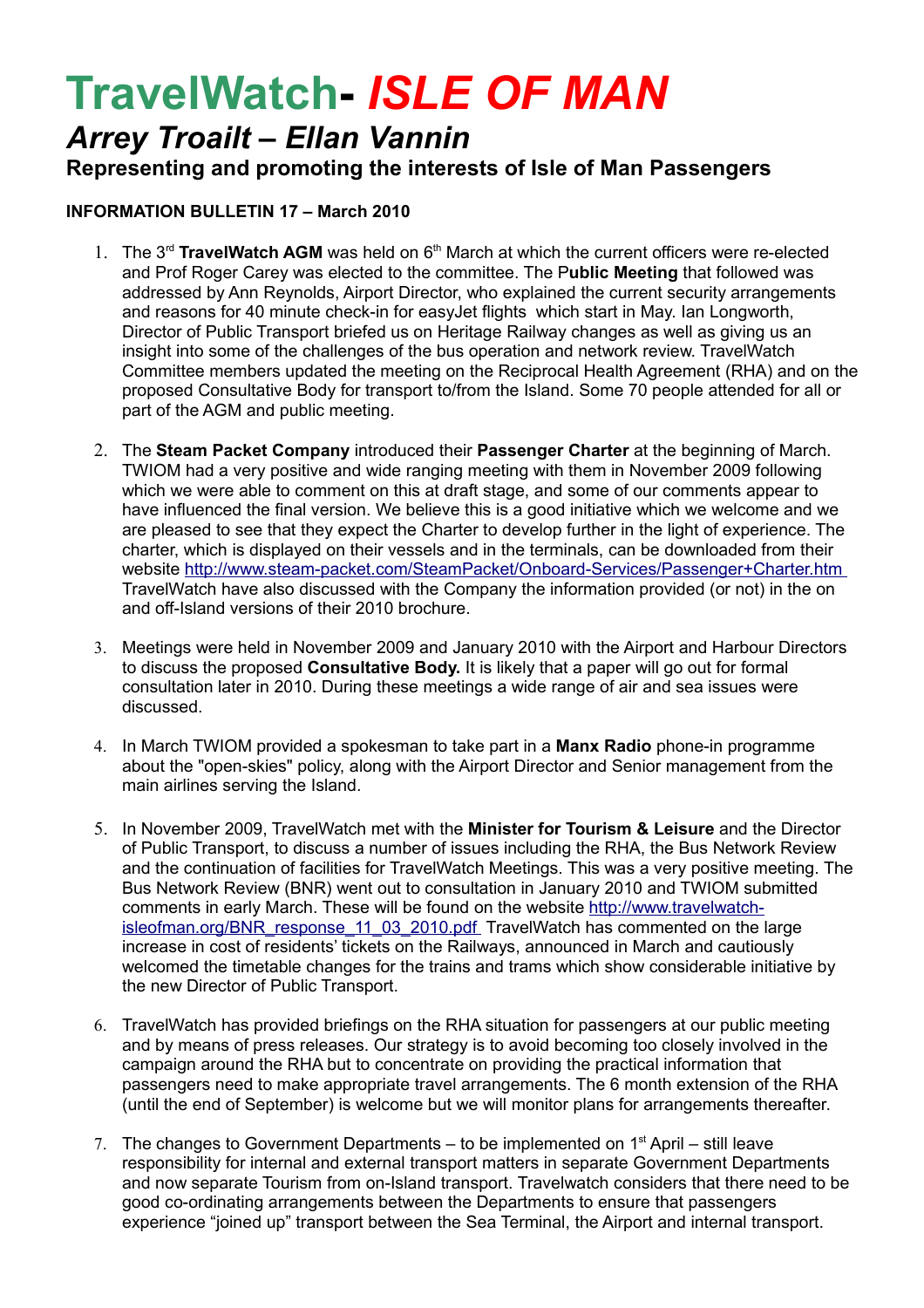# TravelWatch- *ISLE OF MAN*

## *Arrey Troailt – Ellan Vannin*

### Representing and promoting the interests of Isle of Man Passengers

**INFORMATION BULLETIN 17 – March 2010**

1. The 3rd **TravelWatch AGM** was held on 6th March at which the current officers were re-elected and Prof Roger Carey was elected to the committee. The P**ublic Meeting** that followed was addressed by Ann Reynolds, Airport Director, who explained the current security arrangements and reasons for 40 minute check-in for easyJet flights which start in May. Ian Longworth, Director of Public Transport briefed us on Heritage Railway changes as well as giving us an insight into some of the challenges of the bus operation and network review. TravelWatch Committee members updated the meeting on the Reciprocal Health Agreement (RHA) and on the proposed Consultative Body for transport to/from the Island. Some 70 people attended for all or part of the AGM and public meeting.

2. The **Steam Packet Company** introduced their **Passenger Charter** at the beginning of March. TWIOM had a very positive and wide ranging meeting with them in November 2009 following which we were able to comment on this at draft stage, and some of our comments appear to have influenced the final version. We believe this is a good initiative which we welcome and we are pleased to see that they expect the Charter to develop further in the light of experience. The charter, which is displayed on their vessels and in the terminals, can be downloaded from their website http://www.steam-packet.com/SteamPacket/Onboard-Services/Passenger+Charter.htm TravelWatch have also discussed with the Company the information provided (or not) in the on and off-Island versions of their 2010 brochure.

3. Meetings were held in November 2009 and January 2010 with the Airport and Harbour Directors to discuss the proposed **Consultative Body.** It is likely that a paper will go out for formal consultation later in 2010. During these meetings a wide range of air and sea issues were discussed.

4. In March TWIOM provided a spokesman to take part in a **Manx Radio** phone-in programme about the "open-skies" policy, along with the Airport Director and Senior management from the main airlines serving the Island.

5. In November 2009, TravelWatch met with the **Minister for Tourism & Leisure** and the Director of Public Transport, to discuss a number of issues including the RHA, the Bus Network Review and the continuation of facilities for TravelWatch Meetings. This was a very positive meeting. The Bus Network Review (BNR) went out to consultation in January 2010 and TWIOM submitted comments in early March. These will be found on the website http://www.travelwatch-isleofman.org/BNR_response_11_03_2010.pdf TravelWatch has commented on the large increase in cost of residents' tickets on the Railways, announced in March and cautiously welcomed the timetable changes for the trains and trams which show considerable initiative by the new Director of Public Transport.

6. TravelWatch has provided briefings on the RHA situation for passengers at our public meeting and by means of press releases. Our strategy is to avoid becoming too closely involved in the campaign around the RHA but to concentrate on providing the practical information that passengers need to make appropriate travel arrangements. The 6 month extension of the RHA (until the end of September) is welcome but we will monitor plans for arrangements thereafter.

7. The changes to Government Departments – to be implemented on 1st April – still leave responsibility for internal and external transport matters in separate Government Departments and now separate Tourism from on-Island transport. Travelwatch considers that there need to be good co-ordinating arrangements between the Departments to ensure that passengers experience "joined up" transport between the Sea Terminal, the Airport and internal transport.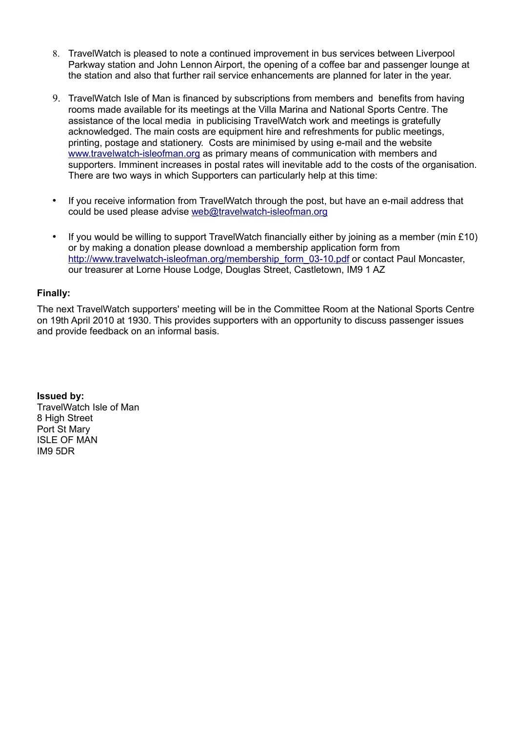8. TravelWatch is pleased to note a continued improvement in bus services between Liverpool Parkway station and John Lennon Airport, the opening of a coffee bar and passenger lounge at the station and also that further rail service enhancements are planned for later in the year.

9. TravelWatch Isle of Man is financed by subscriptions from members and benefits from having rooms made available for its meetings at the Villa Marina and National Sports Centre. The assistance of the local media in publicising TravelWatch work and meetings is gratefully acknowledged. The main costs are equipment hire and refreshments for public meetings, printing, postage and stationery. Costs are minimised by using e-mail and the website www.travelwatch-isleofman.org as primary means of communication with members and supporters. Imminent increases in postal rates will inevitable add to the costs of the organisation. There are two ways in which Supporters can particularly help at this time:

- If you receive information from TravelWatch through the post, but have an e-mail address that could be used please advise web@travelwatch-isleofman.org

- If you would be willing to support TravelWatch financially either by joining as a member (min £10) or by making a donation please download a membership application form from http://www.travelwatch-isleofman.org/membership_form_03-10.pdf or contact Paul Moncaster, our treasurer at Lorne House Lodge, Douglas Street, Castletown, IM9 1 AZ

**Finally:**

The next TravelWatch supporters' meeting will be in the Committee Room at the National Sports Centre on 19th April 2010 at 1930. This provides supporters with an opportunity to discuss passenger issues and provide feedback on an informal basis.

**Issued by:**
TravelWatch Isle of Man
8 High Street
Port St Mary
ISLE OF MAN
IM9 5DR